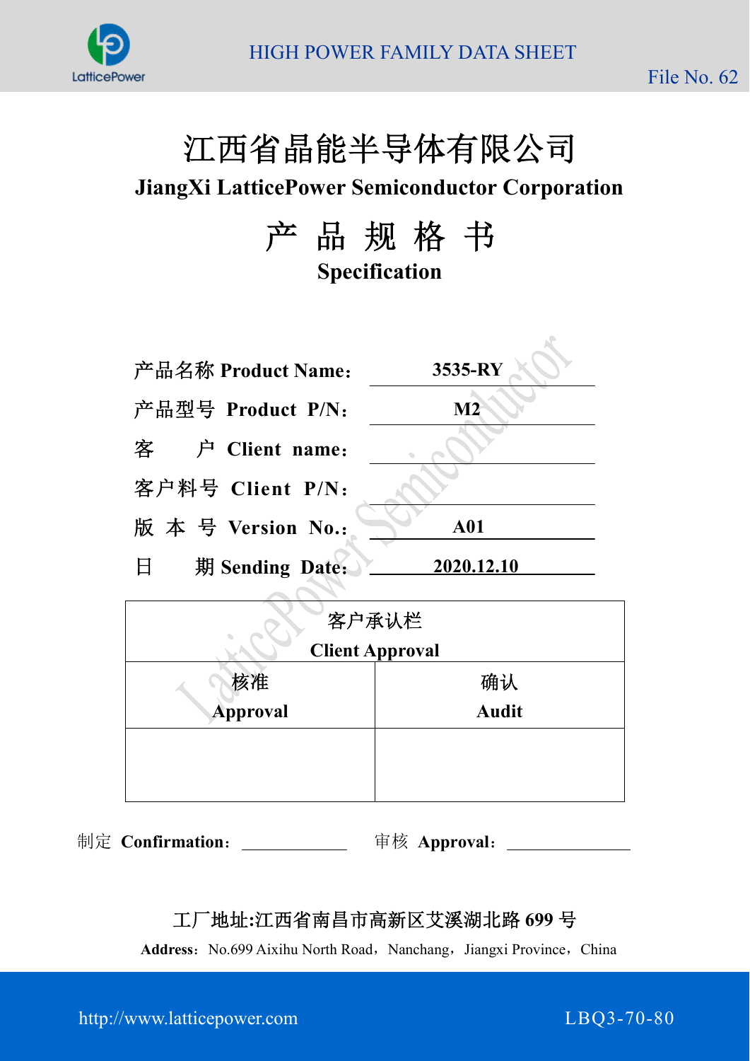# 江西省晶能半导体有限公司

## JiangXi LatticePower Semiconductor Corporation

# 产 品 规 格 书

## Specification

产品名称 **Product Name：** **3535-RY**

产品型号 **Product P/N：** **M2**

客　　户 **Client name：**

客户料号 **Client P/N：**

版 本 号 **Version No.：** **A01**

日　　期 **Sending Date：** **2020.12.10**

| 客户承认栏<br>**Client Approval** | |
|---|---|
| 核准<br>**Approval** | 确认<br>**Audit** |
| | |

制定 **Confirmation：** ____________　　审核 **Approval：** ____________

工厂地址:江西省南昌市高新区艾溪湖北路 699 号

**Address**：No.699 Aixihu North Road，Nanchang，Jiangxi Province，China

http://www.latticepower.com　　LBQ3-70-80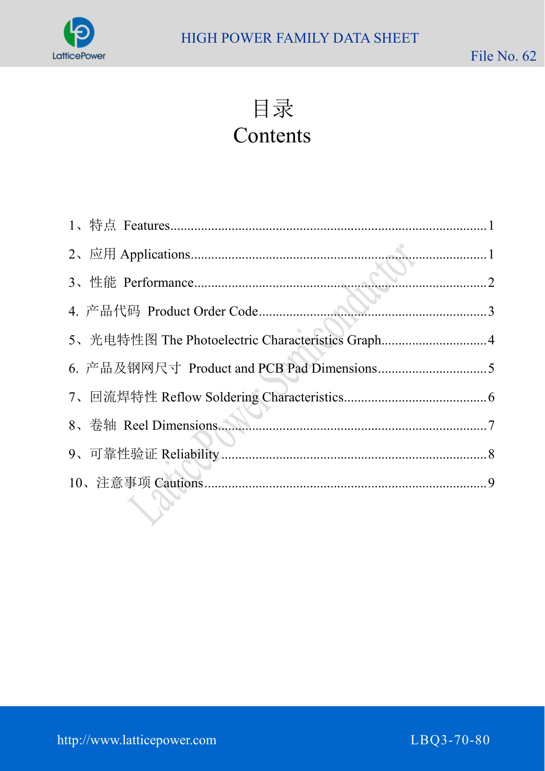# 目录
# Contents

1、特点 Features............................................................................................1

2、应用 Applications.......................................................................................1

3、性能 Performance.......................................................................................2

4. 产品代码 Product Order Code....................................................................3

5、光电特性图 The Photoelectric Characteristics Graph...............................4

6. 产品及钢网尺寸 Product and PCB Pad Dimensions.................................5

7、回流焊特性 Reflow Soldering Characteristics..........................................6

8、卷轴 Reel Dimensions..............................................................................7

9、可靠性验证 Reliability.............................................................................8

10、注意事项 Cautions...................................................................................9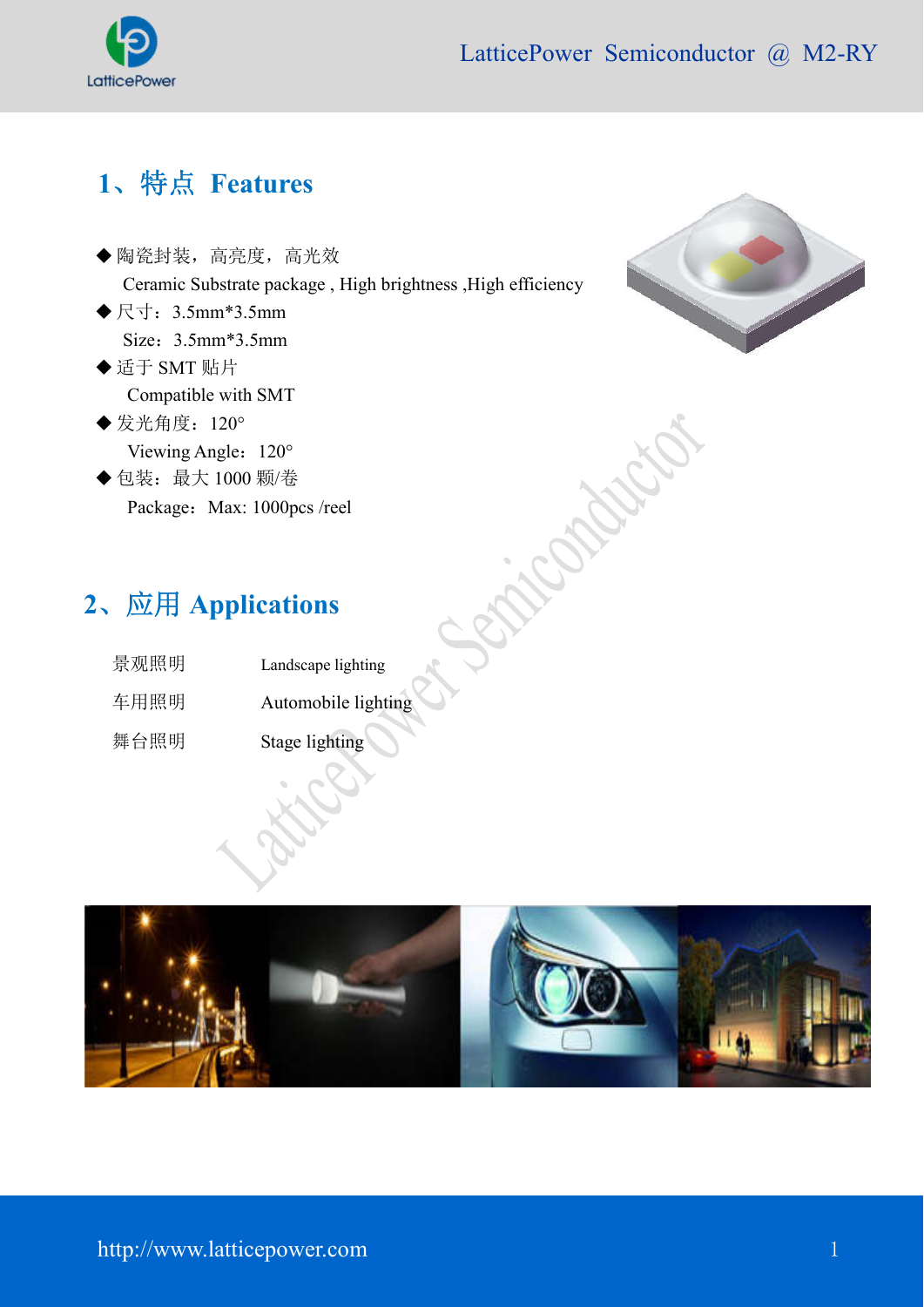## 1、特点 Features

◆ 陶瓷封装，高亮度，高光效
  Ceramic Substrate package , High brightness ,High efficiency

◆ 尺寸：3.5mm*3.5mm
  Size：3.5mm*3.5mm

◆ 适于 SMT 贴片
  Compatible with SMT

◆ 发光角度：120°
  Viewing Angle：120°

◆ 包装：最大 1000 颗/卷
  Package：Max: 1000pcs /reel

## 2、应用 Applications

| | |
|---|---|
| 景观照明 | Landscape lighting |
| 车用照明 | Automobile lighting |
| 舞台照明 | Stage lighting |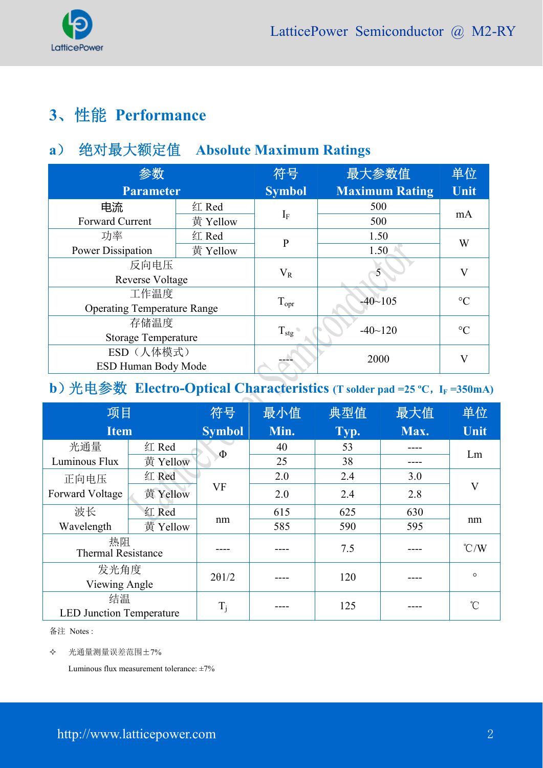## 3、性能 Performance

### a） 绝对最大额定值 Absolute Maximum Ratings

| 参数 Parameter | | 符号 Symbol | 最大参数值 Maximum Rating | 单位 Unit |
|---|---|---|---|---|
| 电流 Forward Current | 红 Red | $I_F$ | 500 | mA |
| | 黄 Yellow | | 500 | |
| 功率 Power Dissipation | 红 Red | P | 1.50 | W |
| | 黄 Yellow | | 1.50 | |
| 反向电压 Reverse Voltage | | $V_R$ | 5 | V |
| 工作温度 Operating Temperature Range | | $T_{opr}$ | -40~105 | °C |
| 存储温度 Storage Temperature | | $T_{stg}$ | -40~120 | °C |
| ESD（人体模式） ESD Human Body Mode | | ---- | 2000 | V |

### b）光电参数 Electro-Optical Characteristics (T solder pad =25 ºC，$I_F$ =350mA)

| 项目 Item | | 符号 Symbol | 最小值 Min. | 典型值 Typ. | 最大值 Max. | 单位 Unit |
|---|---|---|---|---|---|---|
| 光通量 Luminous Flux | 红 Red | Φ | 40 | 53 | ---- | Lm |
| | 黄 Yellow | | 25 | 38 | ---- | |
| 正向电压 Forward Voltage | 红 Red | VF | 2.0 | 2.4 | 3.0 | V |
| | 黄 Yellow | | 2.0 | 2.4 | 2.8 | |
| 波长 Wavelength | 红 Red | nm | 615 | 625 | 630 | nm |
| | 黄 Yellow | | 585 | 590 | 595 | |
| 热阻 Thermal Resistance | | ---- | ---- | 7.5 | ---- | ℃/W |
| 发光角度 Viewing Angle | | 2θ1/2 | ---- | 120 | ---- | ° |
| 结温 LED Junction Temperature | | $T_j$ | ---- | 125 | ---- | ℃ |

备注 Notes :

✧ 光通量测量误差范围±7%

Luminous flux measurement tolerance: ±7%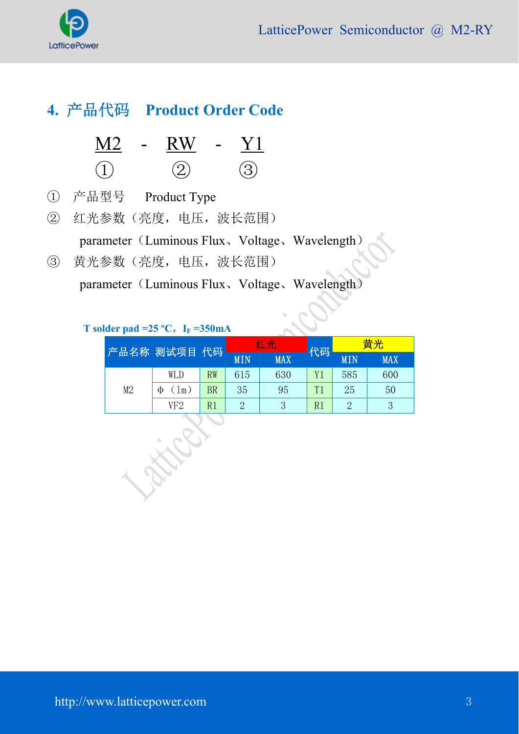## 4. 产品代码　Product Order Code

M2 - RW - Y1

①　　②　　③

① 产品型号　Product Type

② 红光参数（亮度，电压，波长范围）

parameter（Luminous Flux、Voltage、Wavelength）

③ 黄光参数（亮度，电压，波长范围）

parameter（Luminous Flux、Voltage、Wavelength）

**T solder pad =25 ºC，$I_F$ =350mA**

| 产品名称 | 测试项目 | 代码 | 红光 | | 代码 | 黄光 | |
|---|---|---|---|---|---|---|---|
| | | | MIN | MAX | | MIN | MAX |
| M2 | WLD | RW | 615 | 630 | Y1 | 585 | 600 |
| | Φ（lm） | BR | 35 | 95 | T1 | 25 | 50 |
| | VF2 | R1 | 2 | 3 | R1 | 2 | 3 |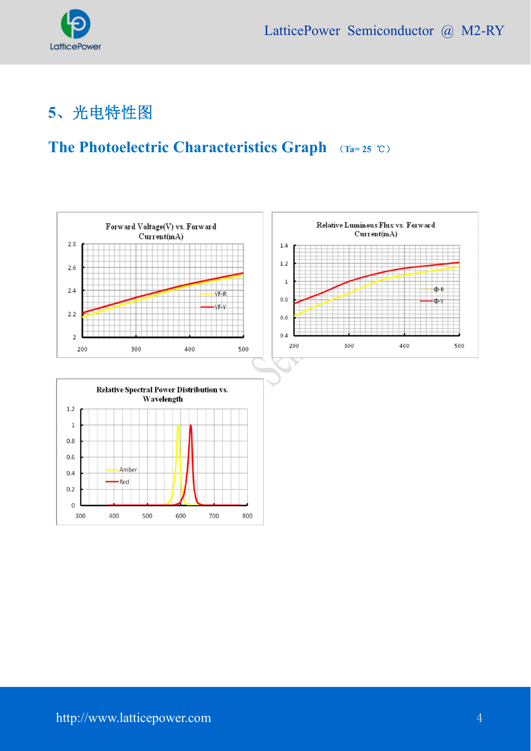## 5、光电特性图

## The Photoelectric Characteristics Graph （Ta= 25 ℃）

Forward Voltage(V) vs. Forward Current(mA)

Relative Luminous Flux vs. Forward Current(mA)

Relative Spectral Power Distribution vs. Wavelength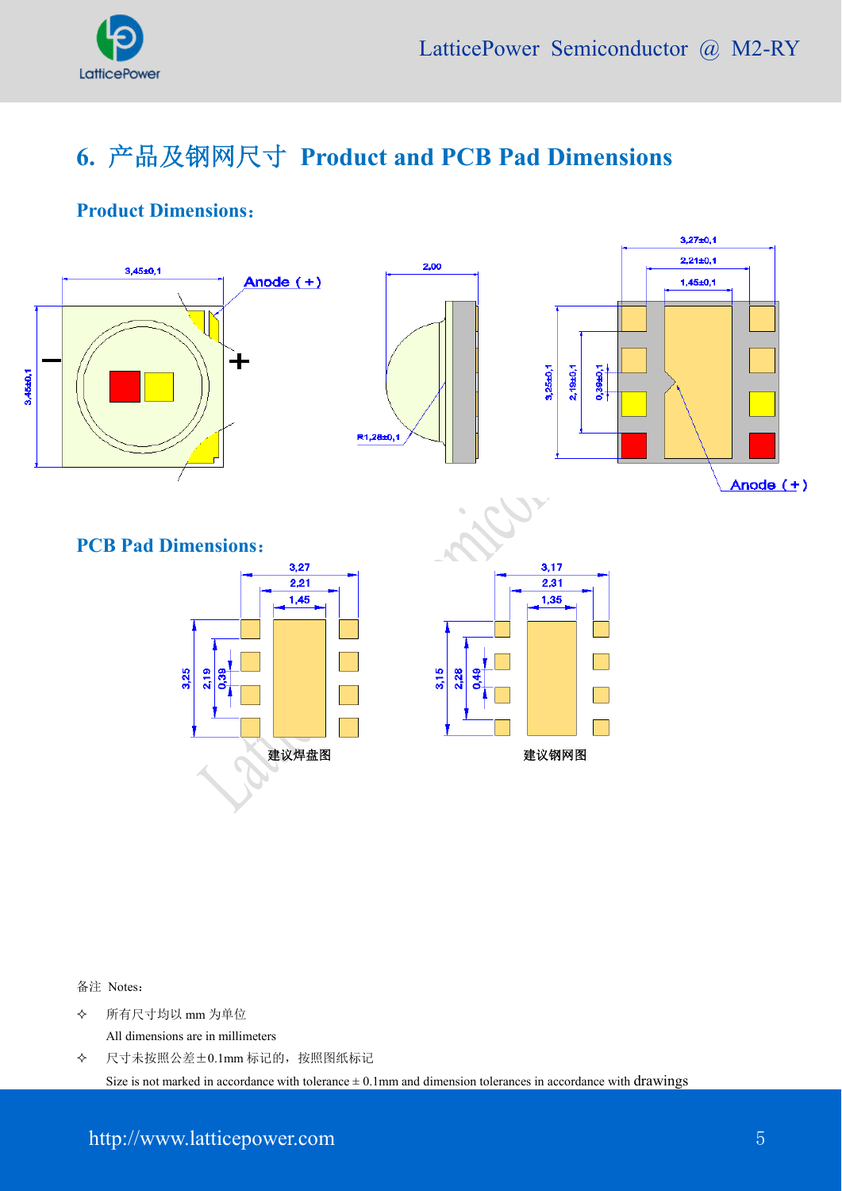## 6. 产品及钢网尺寸 Product and PCB Pad Dimensions

### Product Dimensions：

3,45±0,1

Anode（+）

3,45±0,1

2,00

R1,28±0,1

3,27±0,1

2,21±0,1

1,45±0,1

3,25±0,1

2,19±0,1

0,39±0,1

Anode（+）

### PCB Pad Dimensions：

3,27

2,21

1,45

3,25

2,19

0,39

建议焊盘图

3,17

2,31

1,35

3,15

2,28

0,49

建议钢网图

备注 Notes：

✧ 所有尺寸均以 mm 为单位

All dimensions are in millimeters

✧ 尺寸未按照公差±0.1mm 标记的，按照图纸标记

Size is not marked in accordance with tolerance ± 0.1mm and dimension tolerances in accordance with drawings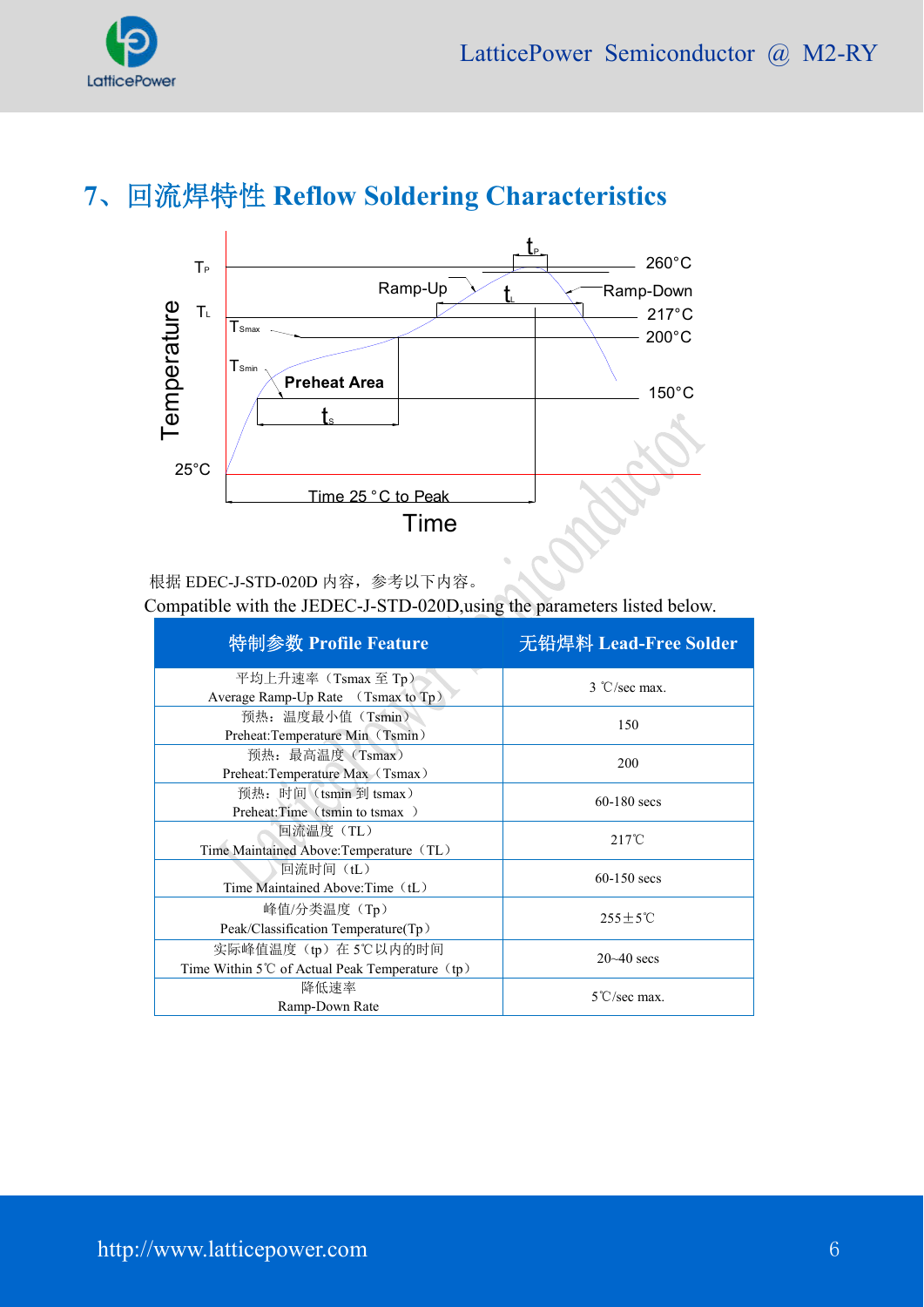# 7、回流焊特性 Reflow Soldering Characteristics

根据 EDEC-J-STD-020D 内容，参考以下内容。

Compatible with the JEDEC-J-STD-020D,using the parameters listed below.

| 特制参数 Profile Feature | 无铅焊料 Lead-Free Solder |
|---|---|
| 平均上升速率（Tsmax 至 Tp）<br>Average Ramp-Up Rate （Tsmax to Tp） | 3 ℃/sec max. |
| 预热：温度最小值（Tsmin）<br>Preheat:Temperature Min（Tsmin） | 150 |
| 预热：最高温度（Tsmax）<br>Preheat:Temperature Max（Tsmax） | 200 |
| 预热：时间（tsmin 到 tsmax）<br>Preheat:Time（tsmin to tsmax ） | 60-180 secs |
| 回流温度（TL）<br>Time Maintained Above:Temperature（TL） | 217℃ |
| 回流时间（tL）<br>Time Maintained Above:Time（tL） | 60-150 secs |
| 峰值/分类温度（Tp）<br>Peak/Classification Temperature(Tp） | 255±5℃ |
| 实际峰值温度（tp）在 5℃以内的时间<br>Time Within 5℃ of Actual Peak Temperature（tp） | 20~40 secs |
| 降低速率<br>Ramp-Down Rate | 5℃/sec max. |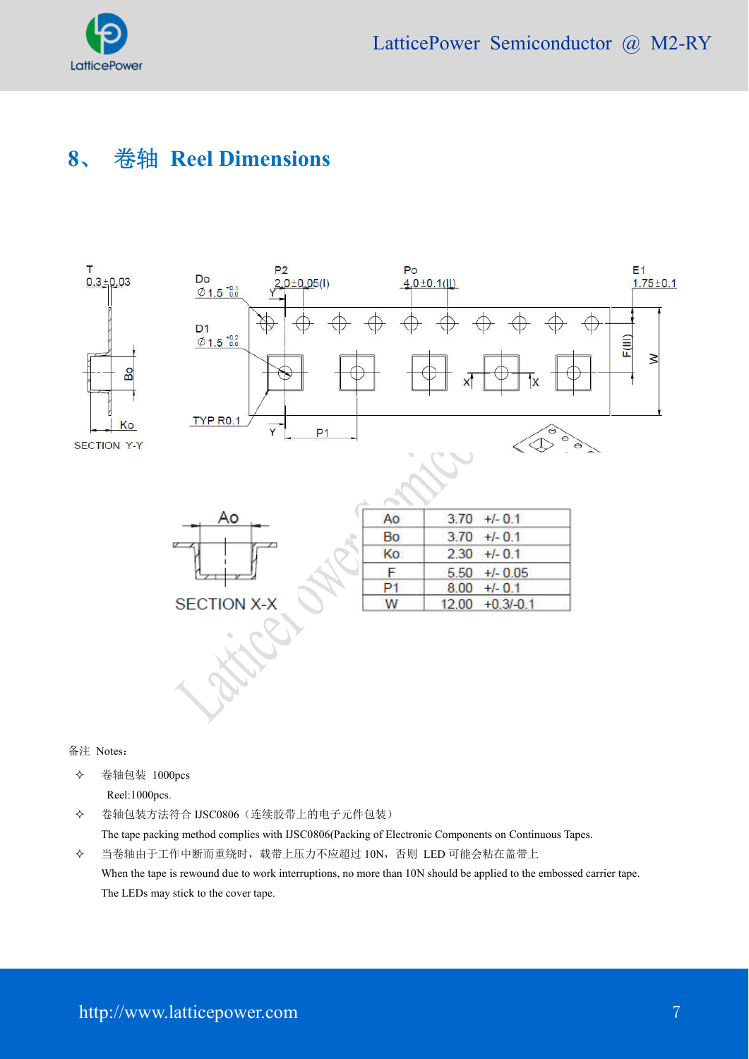## 8、 卷轴 Reel Dimensions

| Ao | 3.70 +/- 0.1 |
| --- | --- |
| Bo | 3.70 +/- 0.1 |
| Ko | 2.30 +/- 0.1 |
| F | 5.50 +/- 0.05 |
| P1 | 8.00 +/- 0.1 |
| W | 12.00 +0.3/-0.1 |

备注 Notes：

- 卷轴包装 1000pcs
  Reel:1000pcs.
- 卷轴包装方法符合 IJSC0806（连续胶带上的电子元件包装）
  The tape packing method complies with IJSC0806(Packing of Electronic Components on Continuous Tapes.
- 当卷轴由于工作中断而重绕时，载带上压力不应超过 10N，否则 LED 可能会粘在盖带上
  When the tape is rewound due to work interruptions, no more than 10N should be applied to the embossed carrier tape. The LEDs may stick to the cover tape.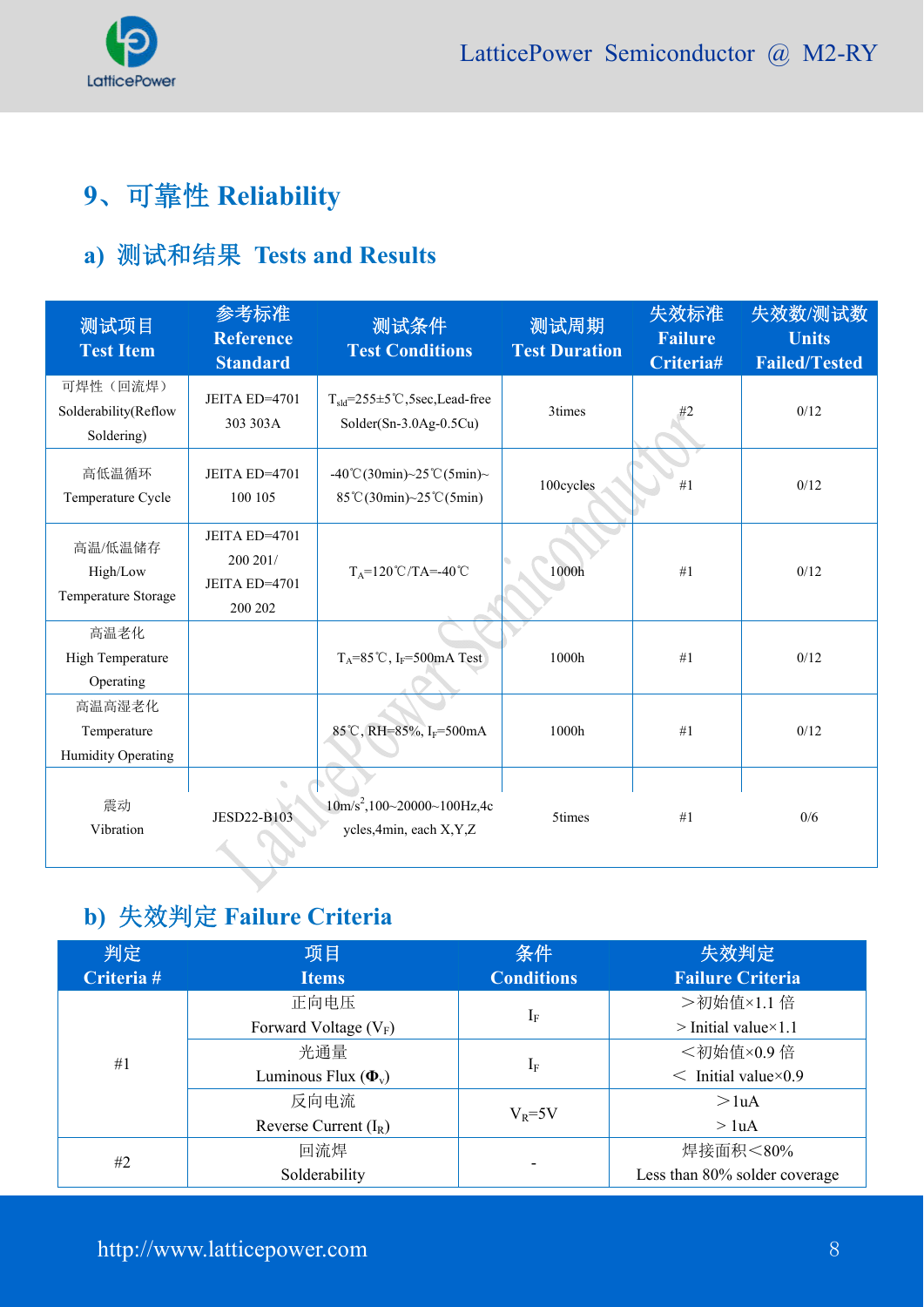# 9、可靠性 Reliability

## a) 测试和结果 Tests and Results

| 测试项目 Test Item | 参考标准 Reference Standard | 测试条件 Test Conditions | 测试周期 Test Duration | 失效标准 Failure Criteria# | 失效数/测试数 Units Failed/Tested |
|---|---|---|---|---|---|
| 可焊性（回流焊） Solderability(Reflow Soldering) | JEITA ED=4701 303 303A | $T_{sld}$=255±5℃,5sec,Lead-free Solder(Sn-3.0Ag-0.5Cu) | 3times | #2 | 0/12 |
| 高低温循环 Temperature Cycle | JEITA ED=4701 100 105 | -40℃(30min)~25℃(5min)~85℃(30min)~25℃(5min) | 100cycles | #1 | 0/12 |
| 高温/低温储存 High/Low Temperature Storage | JEITA ED=4701 200 201/ JEITA ED=4701 200 202 | $T_A$=120℃/TA=-40℃ | 1000h | #1 | 0/12 |
| 高温老化 High Temperature Operating | | $T_A$=85℃, $I_F$=500mA Test | 1000h | #1 | 0/12 |
| 高温高湿老化 Temperature Humidity Operating | | 85℃, RH=85%, $I_F$=500mA | 1000h | #1 | 0/12 |
| 震动 Vibration | JESD22-B103 | 10m/$s^2$,100~20000~100Hz,4cycles,4min, each X,Y,Z | 5times | #1 | 0/6 |

## b) 失效判定 Failure Criteria

| 判定 Criteria # | 项目 Items | 条件 Conditions | 失效判定 Failure Criteria |
|---|---|---|---|
| #1 | 正向电压 Forward Voltage ($V_F$) | $I_F$ | ＞初始值×1.1 倍 > Initial value×1.1 |
| | 光通量 Luminous Flux ($\Phi_v$) | $I_F$ | ＜初始值×0.9 倍 ＜ Initial value×0.9 |
| | 反向电流 Reverse Current ($I_R$) | $V_R$=5V | ＞1uA > 1uA |
| #2 | 回流焊 Solderability | - | 焊接面积＜80% Less than 80% solder coverage |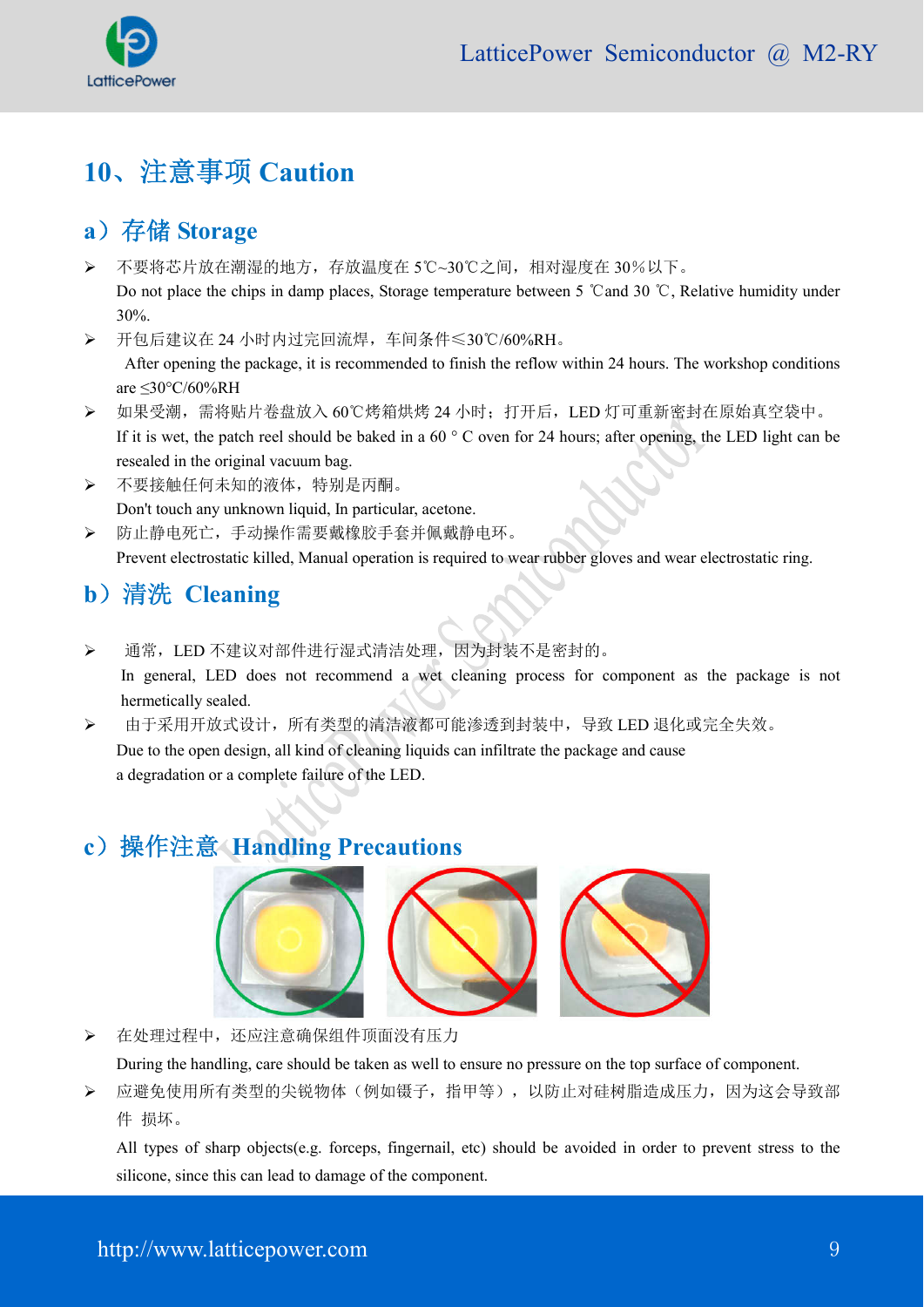# 10、注意事项 Caution

## a）存储 Storage

- 不要将芯片放在潮湿的地方，存放温度在 5℃~30℃之间，相对湿度在 30％以下。
  Do not place the chips in damp places, Storage temperature between 5 ℃and 30 ℃, Relative humidity under 30%.
- 开包后建议在 24 小时内过完回流焊，车间条件≤30℃/60%RH。
  After opening the package, it is recommended to finish the reflow within 24 hours. The workshop conditions are ≤30°C/60%RH
- 如果受潮，需将贴片卷盘放入 60℃烤箱烘烤 24 小时；打开后，LED 灯可重新密封在原始真空袋中。
  If it is wet, the patch reel should be baked in a 60 ° C oven for 24 hours; after opening, the LED light can be resealed in the original vacuum bag.
- 不要接触任何未知的液体，特别是丙酮。
  Don't touch any unknown liquid, In particular, acetone.
- 防止静电死亡，手动操作需要戴橡胶手套并佩戴静电环。
  Prevent electrostatic killed, Manual operation is required to wear rubber gloves and wear electrostatic ring.

## b）清洗 Cleaning

- 通常，LED 不建议对部件进行湿式清洁处理，因为封装不是密封的。
  In general, LED does not recommend a wet cleaning process for component as the package is not hermetically sealed.
- 由于采用开放式设计，所有类型的清洁液都可能渗透到封装中，导致 LED 退化或完全失效。
  Due to the open design, all kind of cleaning liquids can infiltrate the package and cause a degradation or a complete failure of the LED.

## c）操作注意 Handling Precautions

- 在处理过程中，还应注意确保组件顶面没有压力
  During the handling, care should be taken as well to ensure no pressure on the top surface of component.
- 应避免使用所有类型的尖锐物体（例如镊子，指甲等），以防止对硅树脂造成压力，因为这会导致部件 损坏。
  All types of sharp objects(e.g. forceps, fingernail, etc) should be avoided in order to prevent stress to the silicone, since this can lead to damage of the component.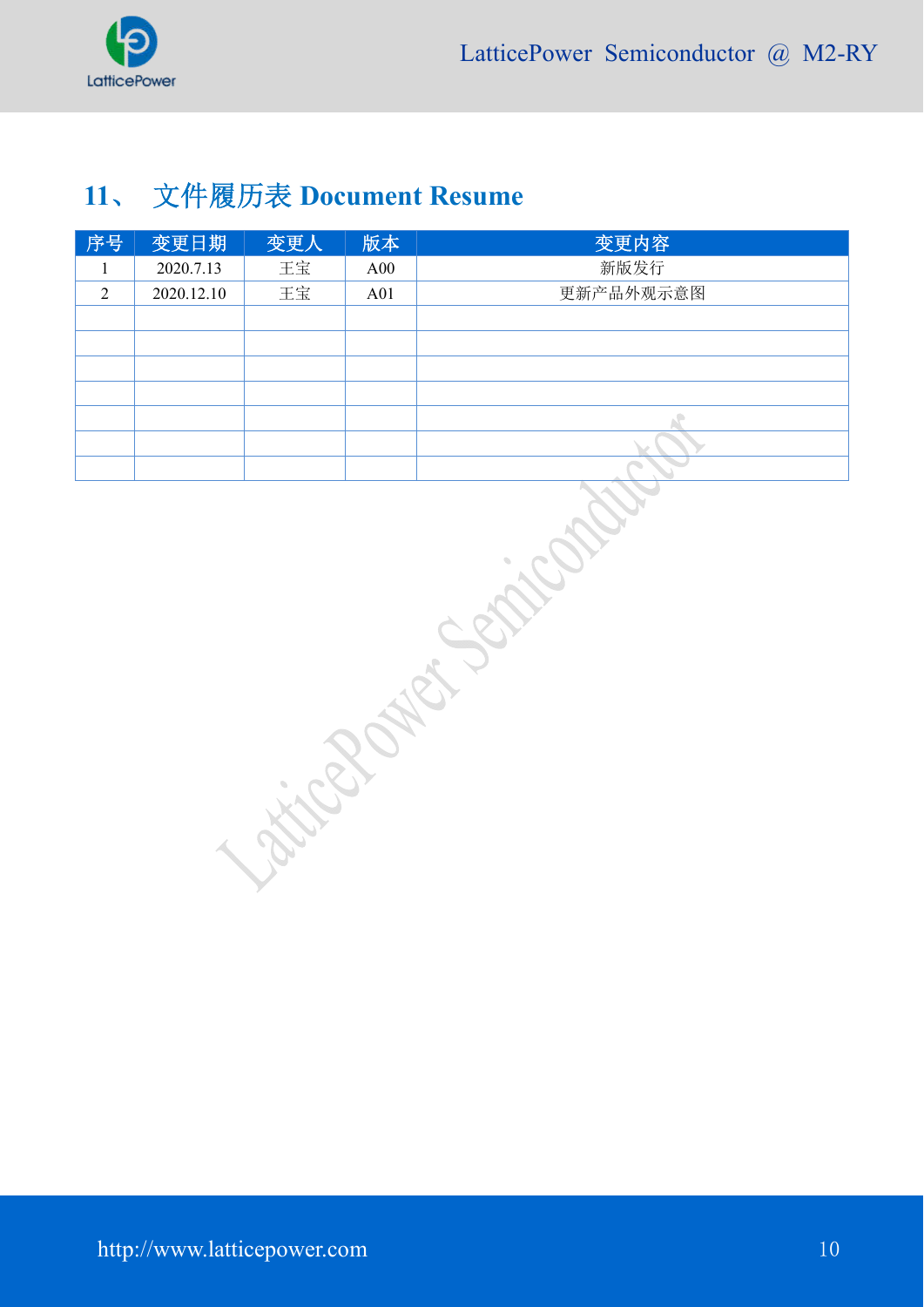## 11、 文件履历表 Document Resume

| 序号 | 变更日期 | 变更人 | 版本 | 变更内容 |
|---|---|---|---|---|
| 1 | 2020.7.13 | 王宝 | A00 | 新版发行 |
| 2 | 2020.12.10 | 王宝 | A01 | 更新产品外观示意图 |
| | | | | |
| | | | | |
| | | | | |
| | | | | |
| | | | | |
| | | | | |
| | | | | |